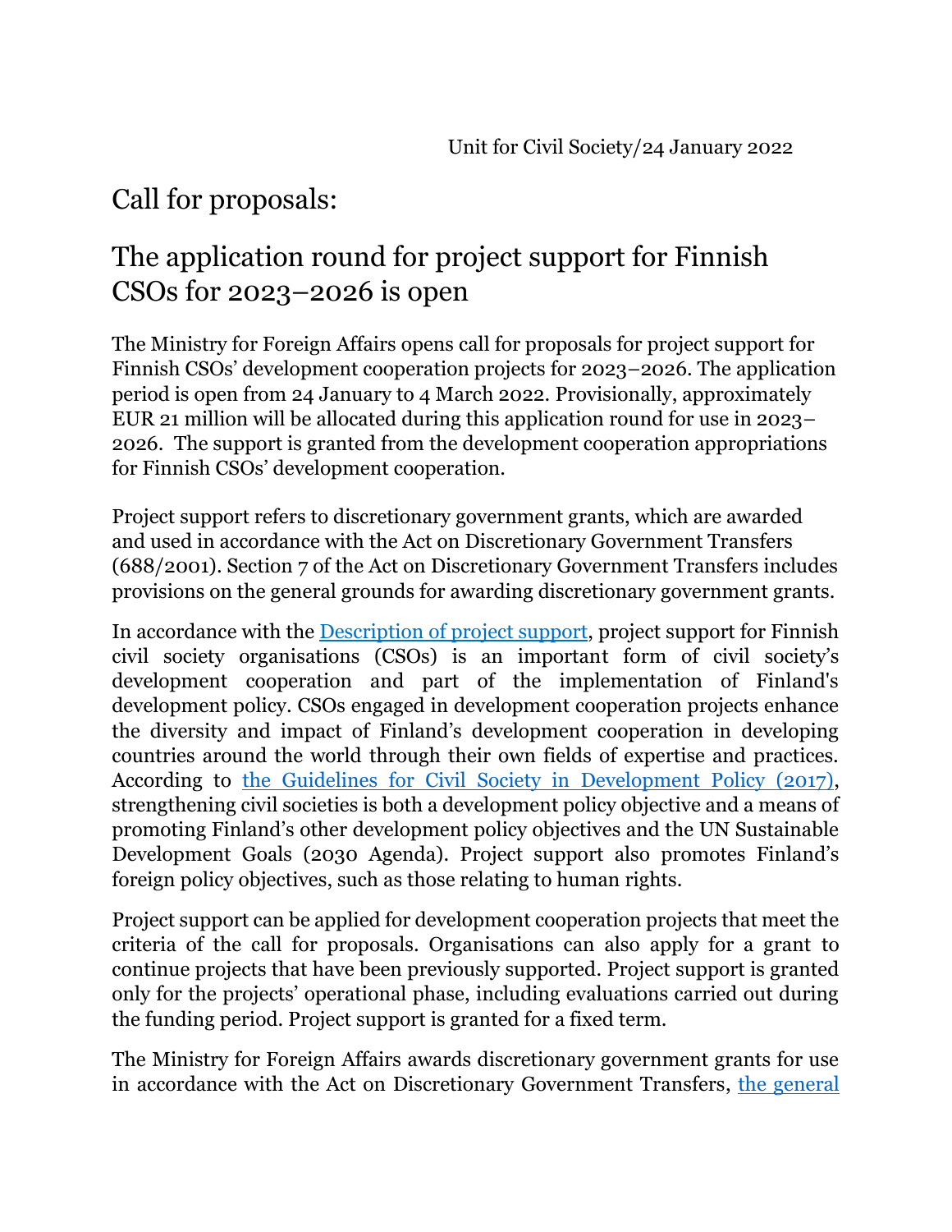Unit for Civil Society/24 January 2022

# Call for proposals:

# The application round for project support for Finnish CSOs for 2023–2026 is open

The Ministry for Foreign Affairs opens call for proposals for project support for Finnish CSOs' development cooperation projects for 2023–2026. The application period is open from 24 January to 4 March 2022. Provisionally, approximately EUR 21 million will be allocated during this application round for use in 2023–2026. The support is granted from the development cooperation appropriations for Finnish CSOs' development cooperation.

Project support refers to discretionary government grants, which are awarded and used in accordance with the Act on Discretionary Government Transfers (688/2001). Section 7 of the Act on Discretionary Government Transfers includes provisions on the general grounds for awarding discretionary government grants.

In accordance with the [Description of project support](), project support for Finnish civil society organisations (CSOs) is an important form of civil society's development cooperation and part of the implementation of Finland's development policy. CSOs engaged in development cooperation projects enhance the diversity and impact of Finland's development cooperation in developing countries around the world through their own fields of expertise and practices. According to [the Guidelines for Civil Society in Development Policy (2017)](), strengthening civil societies is both a development policy objective and a means of promoting Finland's other development policy objectives and the UN Sustainable Development Goals (2030 Agenda). Project support also promotes Finland's foreign policy objectives, such as those relating to human rights.

Project support can be applied for development cooperation projects that meet the criteria of the call for proposals. Organisations can also apply for a grant to continue projects that have been previously supported. Project support is granted only for the projects' operational phase, including evaluations carried out during the funding period. Project support is granted for a fixed term.

The Ministry for Foreign Affairs awards discretionary government grants for use in accordance with the Act on Discretionary Government Transfers, [the general]()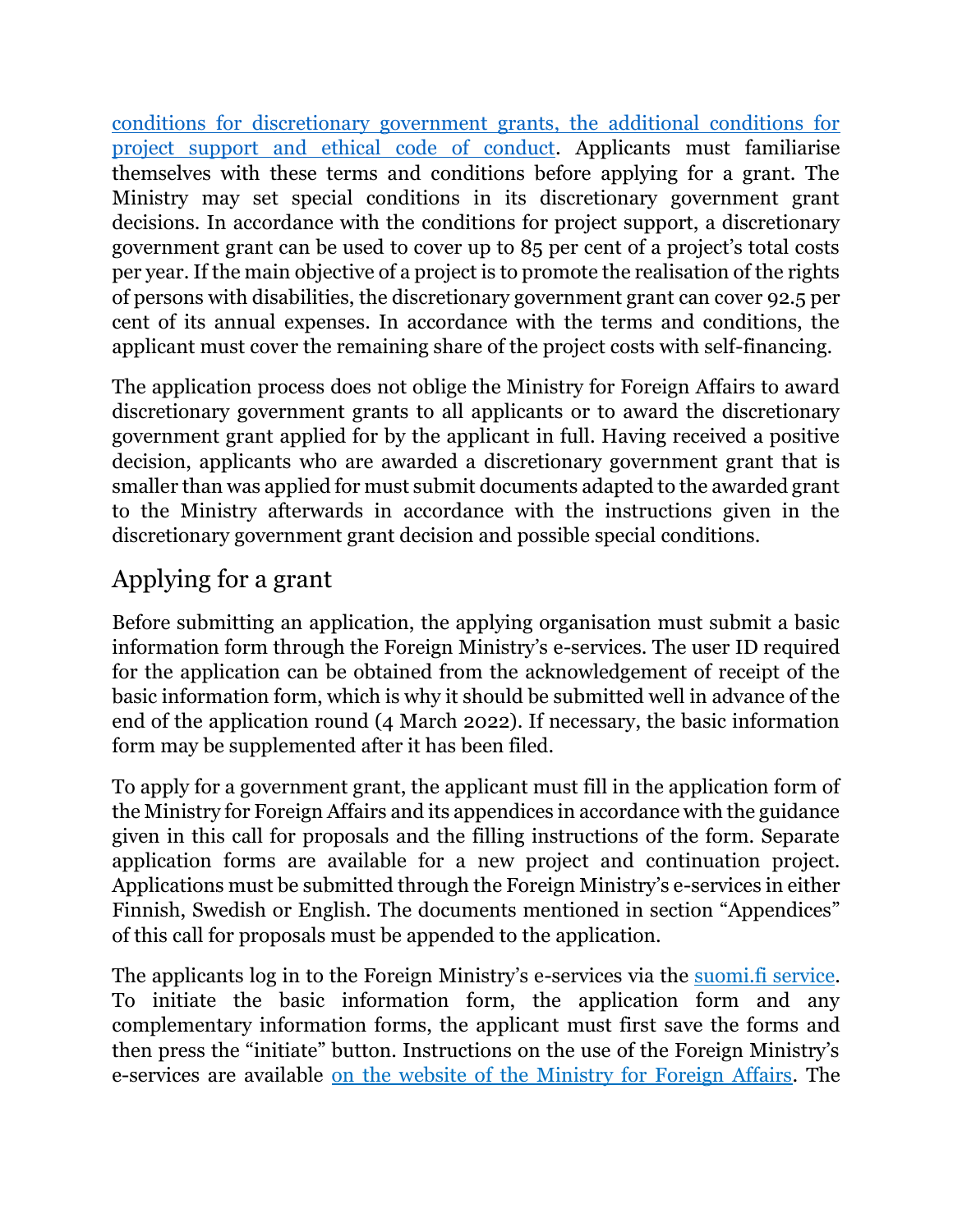[conditions for discretionary government grants, the additional conditions for project support and ethical code of conduct]. Applicants must familiarise themselves with these terms and conditions before applying for a grant. The Ministry may set special conditions in its discretionary government grant decisions. In accordance with the conditions for project support, a discretionary government grant can be used to cover up to 85 per cent of a project's total costs per year. If the main objective of a project is to promote the realisation of the rights of persons with disabilities, the discretionary government grant can cover 92.5 per cent of its annual expenses. In accordance with the terms and conditions, the applicant must cover the remaining share of the project costs with self-financing.

The application process does not oblige the Ministry for Foreign Affairs to award discretionary government grants to all applicants or to award the discretionary government grant applied for by the applicant in full. Having received a positive decision, applicants who are awarded a discretionary government grant that is smaller than was applied for must submit documents adapted to the awarded grant to the Ministry afterwards in accordance with the instructions given in the discretionary government grant decision and possible special conditions.

## Applying for a grant

Before submitting an application, the applying organisation must submit a basic information form through the Foreign Ministry's e-services. The user ID required for the application can be obtained from the acknowledgement of receipt of the basic information form, which is why it should be submitted well in advance of the end of the application round (4 March 2022). If necessary, the basic information form may be supplemented after it has been filed.

To apply for a government grant, the applicant must fill in the application form of the Ministry for Foreign Affairs and its appendices in accordance with the guidance given in this call for proposals and the filling instructions of the form. Separate application forms are available for a new project and continuation project. Applications must be submitted through the Foreign Ministry's e-services in either Finnish, Swedish or English. The documents mentioned in section "Appendices" of this call for proposals must be appended to the application.

The applicants log in to the Foreign Ministry's e-services via the [suomi.fi service]. To initiate the basic information form, the application form and any complementary information forms, the applicant must first save the forms and then press the "initiate" button. Instructions on the use of the Foreign Ministry's e-services are available [on the website of the Ministry for Foreign Affairs]. The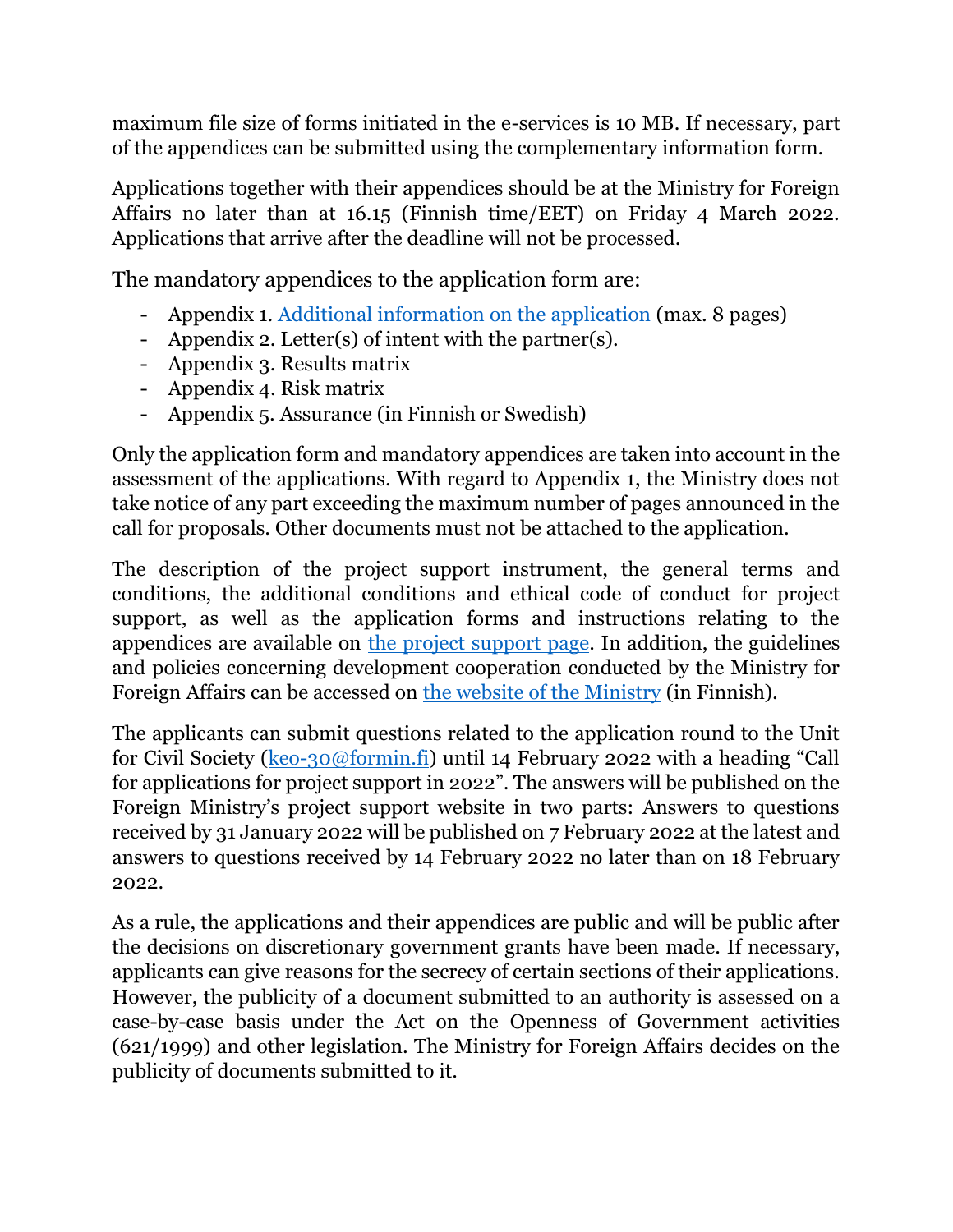maximum file size of forms initiated in the e-services is 10 MB. If necessary, part of the appendices can be submitted using the complementary information form.

Applications together with their appendices should be at the Ministry for Foreign Affairs no later than at 16.15 (Finnish time/EET) on Friday 4 March 2022. Applications that arrive after the deadline will not be processed.

The mandatory appendices to the application form are:

- Appendix 1. [Additional information on the application](#) (max. 8 pages)
- Appendix 2. Letter(s) of intent with the partner(s).
- Appendix 3. Results matrix
- Appendix 4. Risk matrix
- Appendix 5. Assurance (in Finnish or Swedish)

Only the application form and mandatory appendices are taken into account in the assessment of the applications. With regard to Appendix 1, the Ministry does not take notice of any part exceeding the maximum number of pages announced in the call for proposals. Other documents must not be attached to the application.

The description of the project support instrument, the general terms and conditions, the additional conditions and ethical code of conduct for project support, as well as the application forms and instructions relating to the appendices are available on [the project support page](#). In addition, the guidelines and policies concerning development cooperation conducted by the Ministry for Foreign Affairs can be accessed on [the website of the Ministry](#) (in Finnish).

The applicants can submit questions related to the application round to the Unit for Civil Society (keo-30@formin.fi) until 14 February 2022 with a heading "Call for applications for project support in 2022". The answers will be published on the Foreign Ministry's project support website in two parts: Answers to questions received by 31 January 2022 will be published on 7 February 2022 at the latest and answers to questions received by 14 February 2022 no later than on 18 February 2022.

As a rule, the applications and their appendices are public and will be public after the decisions on discretionary government grants have been made. If necessary, applicants can give reasons for the secrecy of certain sections of their applications. However, the publicity of a document submitted to an authority is assessed on a case-by-case basis under the Act on the Openness of Government activities (621/1999) and other legislation. The Ministry for Foreign Affairs decides on the publicity of documents submitted to it.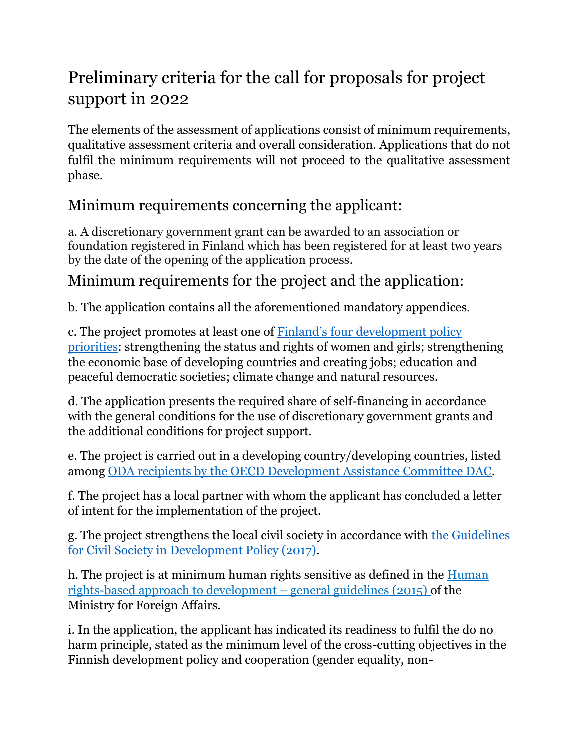# Preliminary criteria for the call for proposals for project support in 2022

The elements of the assessment of applications consist of minimum requirements, qualitative assessment criteria and overall consideration. Applications that do not fulfil the minimum requirements will not proceed to the qualitative assessment phase.

## Minimum requirements concerning the applicant:

a. A discretionary government grant can be awarded to an association or foundation registered in Finland which has been registered for at least two years by the date of the opening of the application process.

## Minimum requirements for the project and the application:

b. The application contains all the aforementioned mandatory appendices.

c. The project promotes at least one of [Finland's four development policy priorities](): strengthening the status and rights of women and girls; strengthening the economic base of developing countries and creating jobs; education and peaceful democratic societies; climate change and natural resources.

d. The application presents the required share of self-financing in accordance with the general conditions for the use of discretionary government grants and the additional conditions for project support.

e. The project is carried out in a developing country/developing countries, listed among [ODA recipients by the OECD Development Assistance Committee DAC]().

f. The project has a local partner with whom the applicant has concluded a letter of intent for the implementation of the project.

g. The project strengthens the local civil society in accordance with [the Guidelines for Civil Society in Development Policy (2017)]().

h. The project is at minimum human rights sensitive as defined in the [Human rights-based approach to development – general guidelines (2015)]() of the Ministry for Foreign Affairs.

i. In the application, the applicant has indicated its readiness to fulfil the do no harm principle, stated as the minimum level of the cross-cutting objectives in the Finnish development policy and cooperation (gender equality, non-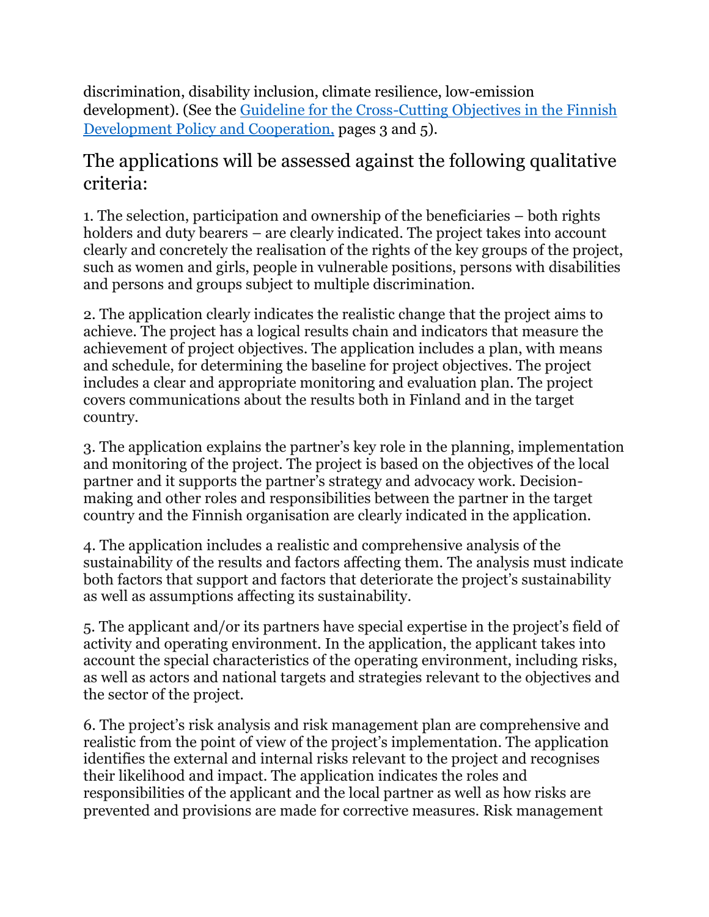discrimination, disability inclusion, climate resilience, low-emission development). (See the [Guideline for the Cross-Cutting Objectives in the Finnish Development Policy and Cooperation,]() pages 3 and 5).

## The applications will be assessed against the following qualitative criteria:

1. The selection, participation and ownership of the beneficiaries – both rights holders and duty bearers – are clearly indicated. The project takes into account clearly and concretely the realisation of the rights of the key groups of the project, such as women and girls, people in vulnerable positions, persons with disabilities and persons and groups subject to multiple discrimination.

2. The application clearly indicates the realistic change that the project aims to achieve. The project has a logical results chain and indicators that measure the achievement of project objectives. The application includes a plan, with means and schedule, for determining the baseline for project objectives. The project includes a clear and appropriate monitoring and evaluation plan. The project covers communications about the results both in Finland and in the target country.

3. The application explains the partner's key role in the planning, implementation and monitoring of the project. The project is based on the objectives of the local partner and it supports the partner's strategy and advocacy work. Decision-making and other roles and responsibilities between the partner in the target country and the Finnish organisation are clearly indicated in the application.

4. The application includes a realistic and comprehensive analysis of the sustainability of the results and factors affecting them. The analysis must indicate both factors that support and factors that deteriorate the project's sustainability as well as assumptions affecting its sustainability.

5. The applicant and/or its partners have special expertise in the project's field of activity and operating environment. In the application, the applicant takes into account the special characteristics of the operating environment, including risks, as well as actors and national targets and strategies relevant to the objectives and the sector of the project.

6. The project's risk analysis and risk management plan are comprehensive and realistic from the point of view of the project's implementation. The application identifies the external and internal risks relevant to the project and recognises their likelihood and impact. The application indicates the roles and responsibilities of the applicant and the local partner as well as how risks are prevented and provisions are made for corrective measures. Risk management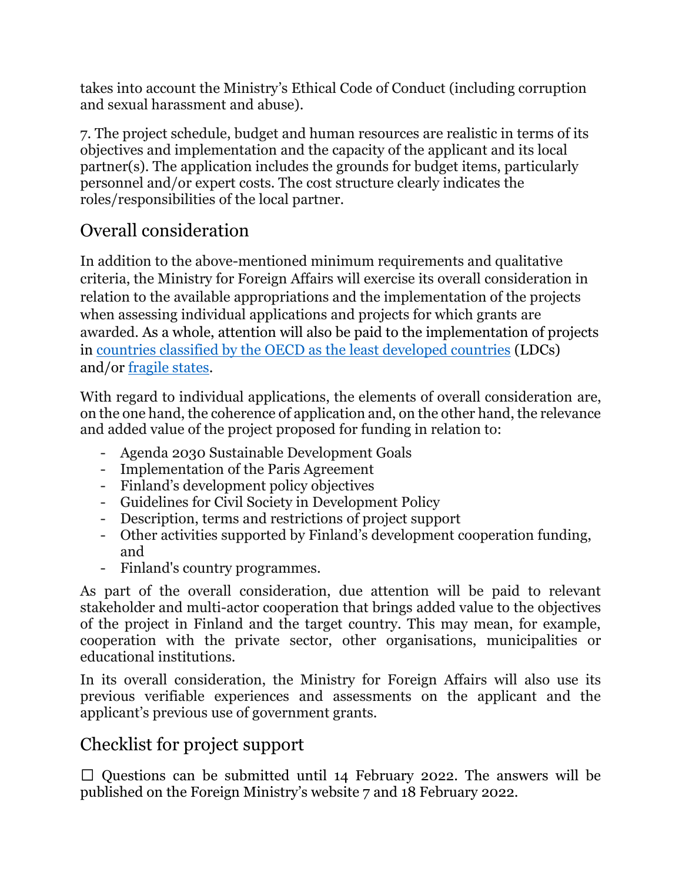takes into account the Ministry's Ethical Code of Conduct (including corruption and sexual harassment and abuse).

7. The project schedule, budget and human resources are realistic in terms of its objectives and implementation and the capacity of the applicant and its local partner(s). The application includes the grounds for budget items, particularly personnel and/or expert costs. The cost structure clearly indicates the roles/responsibilities of the local partner.

## Overall consideration

In addition to the above-mentioned minimum requirements and qualitative criteria, the Ministry for Foreign Affairs will exercise its overall consideration in relation to the available appropriations and the implementation of the projects when assessing individual applications and projects for which grants are awarded. As a whole, attention will also be paid to the implementation of projects in countries classified by the OECD as the least developed countries (LDCs) and/or fragile states.

With regard to individual applications, the elements of overall consideration are, on the one hand, the coherence of application and, on the other hand, the relevance and added value of the project proposed for funding in relation to:

- Agenda 2030 Sustainable Development Goals
- Implementation of the Paris Agreement
- Finland's development policy objectives
- Guidelines for Civil Society in Development Policy
- Description, terms and restrictions of project support
- Other activities supported by Finland's development cooperation funding, and
- Finland's country programmes.

As part of the overall consideration, due attention will be paid to relevant stakeholder and multi-actor cooperation that brings added value to the objectives of the project in Finland and the target country. This may mean, for example, cooperation with the private sector, other organisations, municipalities or educational institutions.

In its overall consideration, the Ministry for Foreign Affairs will also use its previous verifiable experiences and assessments on the applicant and the applicant's previous use of government grants.

## Checklist for project support

☐ Questions can be submitted until 14 February 2022. The answers will be published on the Foreign Ministry's website 7 and 18 February 2022.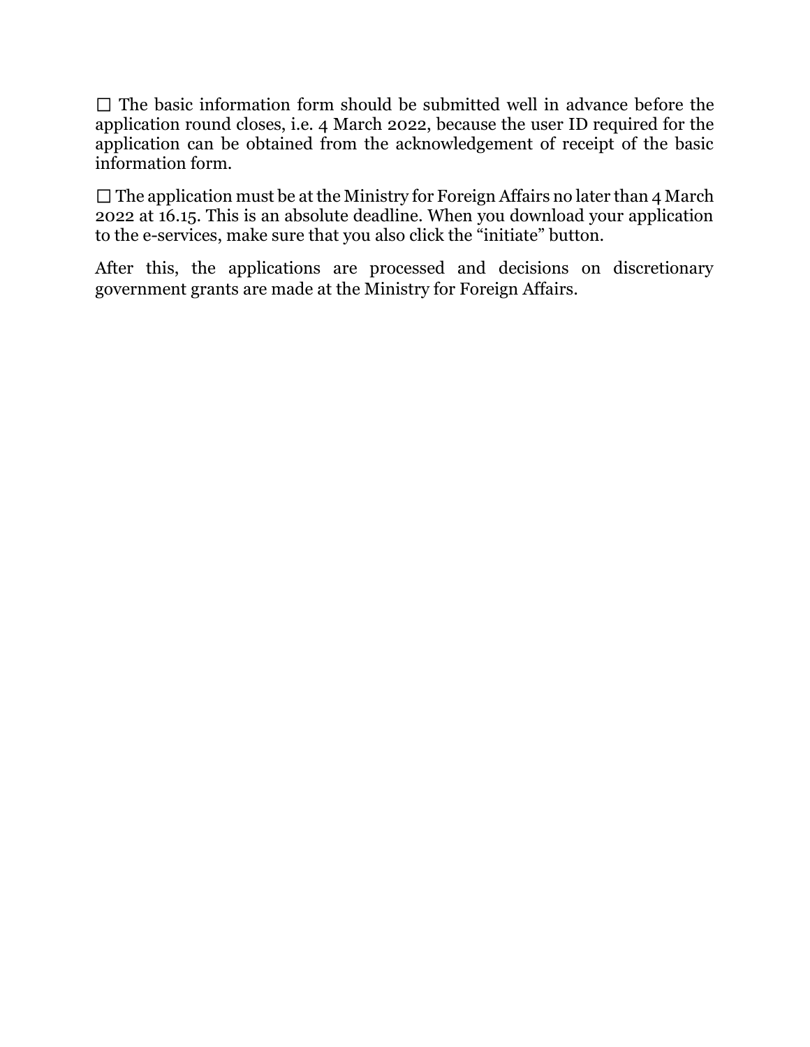☐ The basic information form should be submitted well in advance before the application round closes, i.e. 4 March 2022, because the user ID required for the application can be obtained from the acknowledgement of receipt of the basic information form.

☐ The application must be at the Ministry for Foreign Affairs no later than 4 March 2022 at 16.15. This is an absolute deadline. When you download your application to the e-services, make sure that you also click the "initiate" button.

After this, the applications are processed and decisions on discretionary government grants are made at the Ministry for Foreign Affairs.